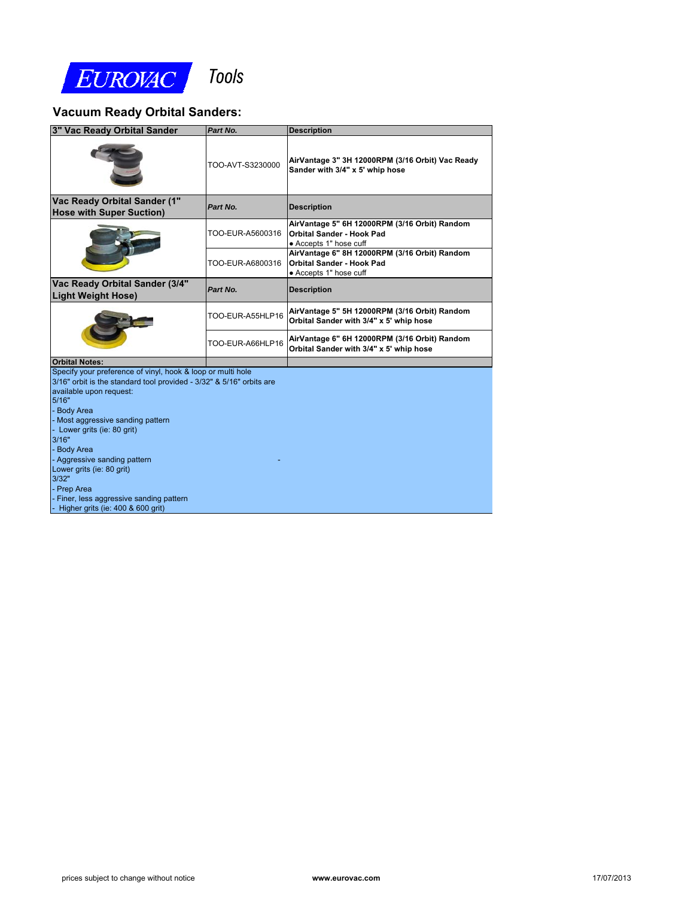EUROVAC Tools

## Vacuum Ready Orbital Sanders:

| 3" Vac Ready Orbital Sander | *Part No.* | Description |
|---|---|---|
| | TOO-AVT-S3230000 | **AirVantage 3" 3H 12000RPM (3/16 Orbit) Vac Ready Sander with 3/4" x 5' whip hose** |
| **Vac Ready Orbital Sander (1" Hose with Super Suction)** | ***Part No.*** | **Description** |
| | TOO-EUR-A5600316 | **AirVantage 5" 6H 12000RPM (3/16 Orbit) Random Orbital Sander - Hook Pad**<br>• Accepts 1" hose cuff |
| | TOO-EUR-A6800316 | **AirVantage 6" 8H 12000RPM (3/16 Orbit) Random Orbital Sander - Hook Pad**<br>• Accepts 1" hose cuff |
| **Vac Ready Orbital Sander (3/4" Light Weight Hose)** | ***Part No.*** | **Description** |
| | TOO-EUR-A55HLP16 | **AirVantage 5" 5H 12000RPM (3/16 Orbit) Random Orbital Sander with 3/4" x 5' whip hose** |
| | TOO-EUR-A66HLP16 | **AirVantage 6" 6H 12000RPM (3/16 Orbit) Random Orbital Sander with 3/4" x 5' whip hose** |

**Orbital Notes:**

Specify your preference of vinyl, hook & loop or multi hole
3/16" orbit is the standard tool provided - 3/32" & 5/16" orbits are available upon request:

5/16"
- Body Area
- Most aggressive sanding pattern
- Lower grits (ie: 80 grit)

3/16"
- Body Area
- Aggressive sanding pattern
Lower grits (ie: 80 grit)

3/32"
- Prep Area
- Finer, less aggressive sanding pattern
- Higher grits (ie: 400 & 600 grit)

prices subject to change without notice    www.eurovac.com    17/07/2013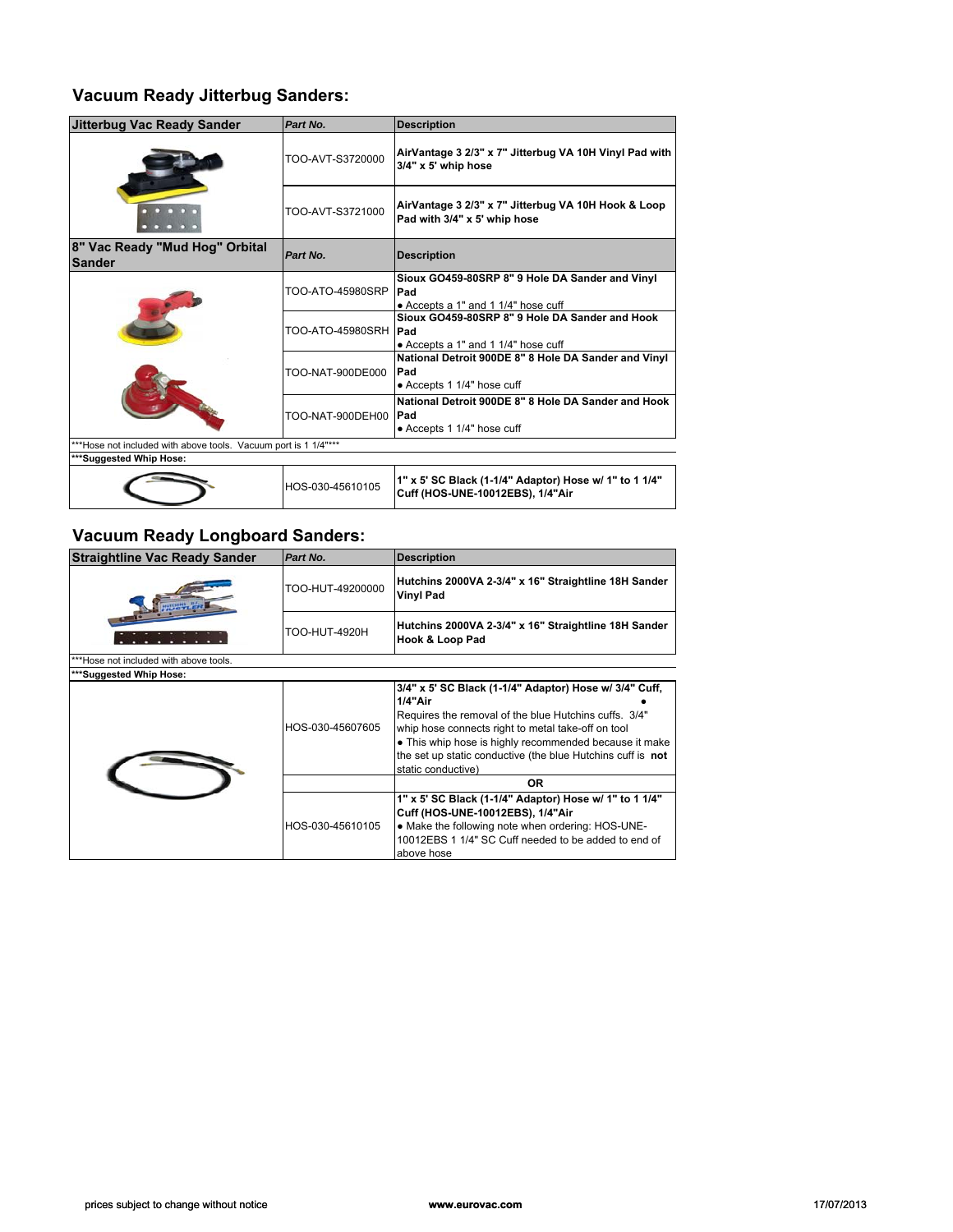## Vacuum Ready Jitterbug Sanders:

| Jitterbug Vac Ready Sander | Part No. | Description |
|---|---|---|
| | TOO-AVT-S3720000 | **AirVantage 3 2/3" x 7" Jitterbug VA 10H Vinyl Pad with 3/4" x 5' whip hose** |
| | TOO-AVT-S3721000 | **AirVantage 3 2/3" x 7" Jitterbug VA 10H Hook & Loop Pad with 3/4" x 5' whip hose** |
| **8" Vac Ready "Mud Hog" Orbital Sander** | ***Part No.*** | **Description** |
| | TOO-ATO-45980SRP | **Sioux GO459-80SRP 8" 9 Hole DA Sander and Vinyl Pad** • Accepts a 1" and 1 1/4" hose cuff |
| | TOO-ATO-45980SRH | **Sioux GO459-80SRP 8" 9 Hole DA Sander and Hook Pad** • Accepts a 1" and 1 1/4" hose cuff |
| | TOO-NAT-900DE000 | **National Detroit 900DE 8" 8 Hole DA Sander and Vinyl Pad** • Accepts 1 1/4" hose cuff |
| | TOO-NAT-900DEH00 | **National Detroit 900DE 8" 8 Hole DA Sander and Hook Pad** • Accepts 1 1/4" hose cuff |

***Hose not included with above tools. Vacuum port is 1 1/4"***

| ***Suggested Whip Hose: | | |
|---|---|---|
| | HOS-030-45610105 | **1" x 5' SC Black (1-1/4" Adaptor) Hose w/ 1" to 1 1/4" Cuff (HOS-UNE-10012EBS), 1/4"Air** |

## Vacuum Ready Longboard Sanders:

| Straightline Vac Ready Sander | Part No. | Description |
|---|---|---|
| | TOO-HUT-49200000 | **Hutchins 2000VA 2-3/4" x 16" Straightline 18H Sander Vinyl Pad** |
| | TOO-HUT-4920H | **Hutchins 2000VA 2-3/4" x 16" Straightline 18H Sander Hook & Loop Pad** |

***Hose not included with above tools.

| ***Suggested Whip Hose: | | |
|---|---|---|
| | HOS-030-45607605 | **3/4" x 5' SC Black (1-1/4" Adaptor) Hose w/ 3/4" Cuff, 1/4"Air** • Requires the removal of the blue Hutchins cuffs. 3/4" whip hose connects right to metal take-off on tool • This whip hose is highly recommended because it make the set up static conductive (the blue Hutchins cuff is **not** static conductive) |
| | | **OR** |
| | HOS-030-45610105 | **1" x 5' SC Black (1-1/4" Adaptor) Hose w/ 1" to 1 1/4" Cuff (HOS-UNE-10012EBS), 1/4"Air** • Make the following note when ordering: HOS-UNE-10012EBS 1 1/4" SC Cuff needed to be added to end of above hose |

prices subject to change without notice

www.eurovac.com

17/07/2013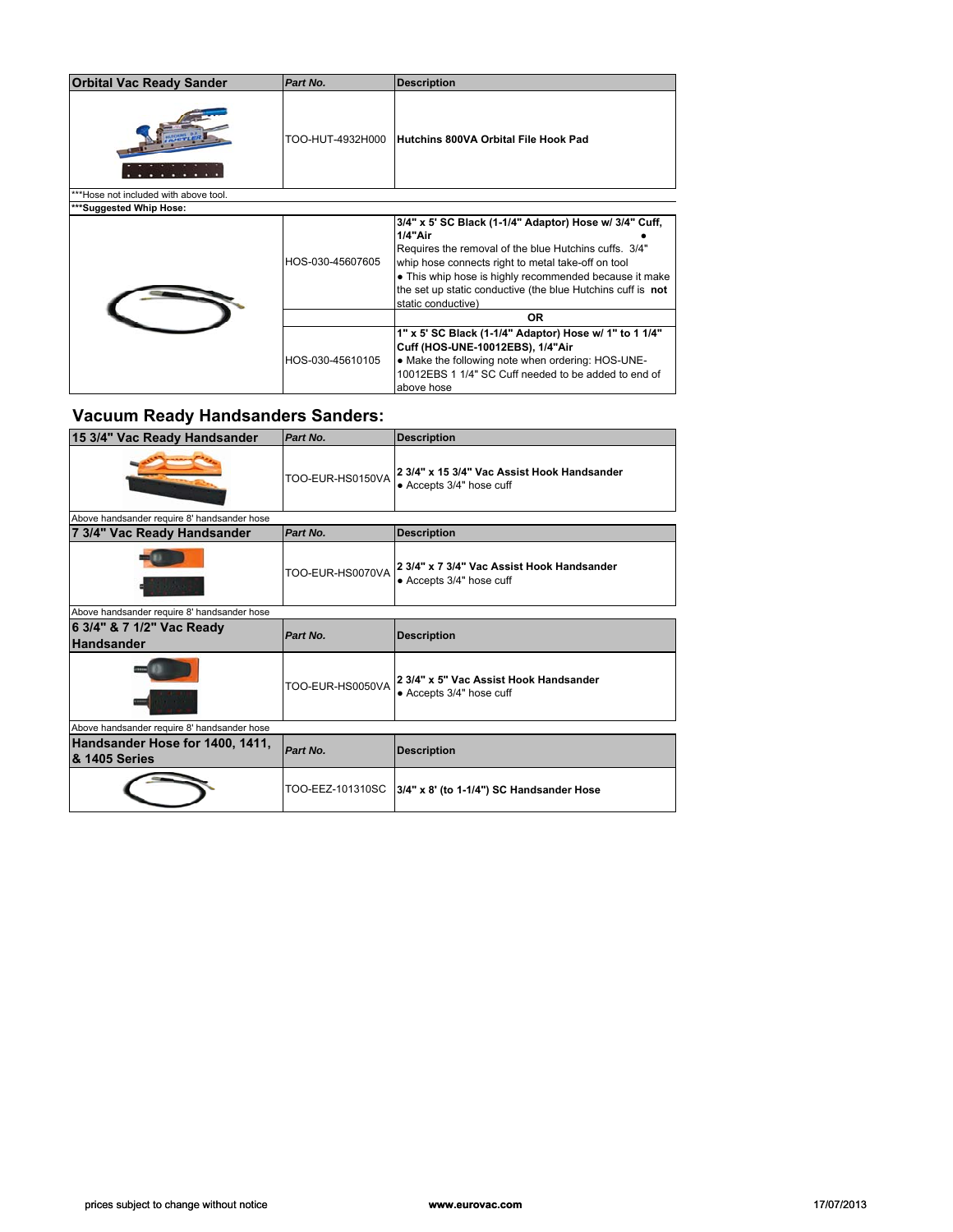| Orbital Vac Ready Sander | Part No. | Description |
|---|---|---|
| | TOO-HUT-4932H000 | **Hutchins 800VA Orbital File Hook Pad** |

***Hose not included with above tool.

***Suggested Whip Hose:**

| | Part No. | Description |
|---|---|---|
| | HOS-030-45607605 | **3/4" x 5' SC Black (1-1/4" Adaptor) Hose w/ 3/4" Cuff, 1/4"Air** • Requires the removal of the blue Hutchins cuffs. 3/4" whip hose connects right to metal take-off on tool • This whip hose is highly recommended because it make the set up static conductive (the blue Hutchins cuff is **not** static conductive) |
| | | **OR** |
| | HOS-030-45610105 | **1" x 5' SC Black (1-1/4" Adaptor) Hose w/ 1" to 1 1/4" Cuff (HOS-UNE-10012EBS), 1/4"Air** • Make the following note when ordering: HOS-UNE-10012EBS 1 1/4" SC Cuff needed to be added to end of above hose |

## Vacuum Ready Handsanders Sanders:

| 15 3/4" Vac Ready Handsander | Part No. | Description |
|---|---|---|
| | TOO-EUR-HS0150VA | **2 3/4" x 15 3/4" Vac Assist Hook Handsander** • Accepts 3/4" hose cuff |

Above handsander require 8' handsander hose

| 7 3/4" Vac Ready Handsander | Part No. | Description |
|---|---|---|
| | TOO-EUR-HS0070VA | **2 3/4" x 7 3/4" Vac Assist Hook Handsander** • Accepts 3/4" hose cuff |

Above handsander require 8' handsander hose

| 6 3/4" & 7 1/2" Vac Ready Handsander | Part No. | Description |
|---|---|---|
| | TOO-EUR-HS0050VA | **2 3/4" x 5" Vac Assist Hook Handsander** • Accepts 3/4" hose cuff |

Above handsander require 8' handsander hose

| Handsander Hose for 1400, 1411, & 1405 Series | Part No. | Description |
|---|---|---|
| | TOO-EEZ-101310SC | **3/4" x 8' (to 1-1/4") SC Handsander Hose** |

prices subject to change without notice | www.eurovac.com | 17/07/2013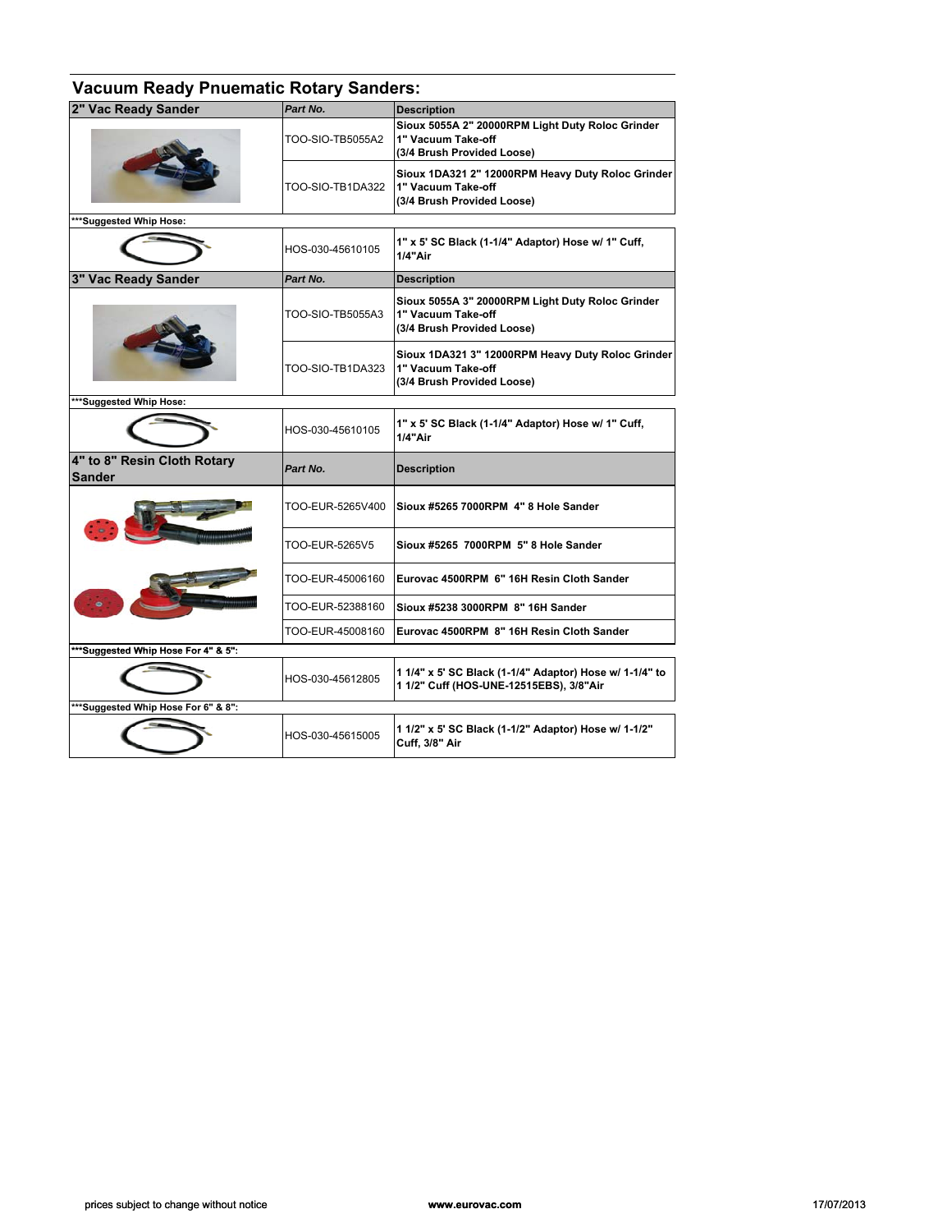## Vacuum Ready Pnuematic Rotary Sanders:

| 2" Vac Ready Sander | *Part No.* | Description |
|---|---|---|
| | TOO-SIO-TB5055A2 | **Sioux 5055A 2" 20000RPM Light Duty Roloc Grinder 1" Vacuum Take-off (3/4 Brush Provided Loose)** |
| | TOO-SIO-TB1DA322 | **Sioux 1DA321 2" 12000RPM Heavy Duty Roloc Grinder 1" Vacuum Take-off (3/4 Brush Provided Loose)** |
| **\*\*\*Suggested Whip Hose:** | | |
| | HOS-030-45610105 | **1" x 5' SC Black (1-1/4" Adaptor) Hose w/ 1" Cuff, 1/4"Air** |

| 3" Vac Ready Sander | *Part No.* | Description |
|---|---|---|
| | TOO-SIO-TB5055A3 | **Sioux 5055A 3" 20000RPM Light Duty Roloc Grinder 1" Vacuum Take-off (3/4 Brush Provided Loose)** |
| | TOO-SIO-TB1DA323 | **Sioux 1DA321 3" 12000RPM Heavy Duty Roloc Grinder 1" Vacuum Take-off (3/4 Brush Provided Loose)** |
| **\*\*\*Suggested Whip Hose:** | | |
| | HOS-030-45610105 | **1" x 5' SC Black (1-1/4" Adaptor) Hose w/ 1" Cuff, 1/4"Air** |

| 4" to 8" Resin Cloth Rotary Sander | *Part No.* | Description |
|---|---|---|
| | TOO-EUR-5265V400 | **Sioux #5265 7000RPM 4" 8 Hole Sander** |
| | TOO-EUR-5265V5 | **Sioux #5265 7000RPM 5" 8 Hole Sander** |
| | TOO-EUR-45006160 | **Eurovac 4500RPM 6" 16H Resin Cloth Sander** |
| | TOO-EUR-52388160 | **Sioux #5238 3000RPM 8" 16H Sander** |
| | TOO-EUR-45008160 | **Eurovac 4500RPM 8" 16H Resin Cloth Sander** |
| **\*\*\*Suggested Whip Hose For 4" & 5":** | | |
| | HOS-030-45612805 | **1 1/4" x 5' SC Black (1-1/4" Adaptor) Hose w/ 1-1/4" to 1 1/2" Cuff (HOS-UNE-12515EBS), 3/8"Air** |
| **\*\*\*Suggested Whip Hose For 6" & 8":** | | |
| | HOS-030-45615005 | **1 1/2" x 5' SC Black (1-1/2" Adaptor) Hose w/ 1-1/2" Cuff, 3/8" Air** |

prices subject to change without notice | **www.eurovac.com** | 17/07/2013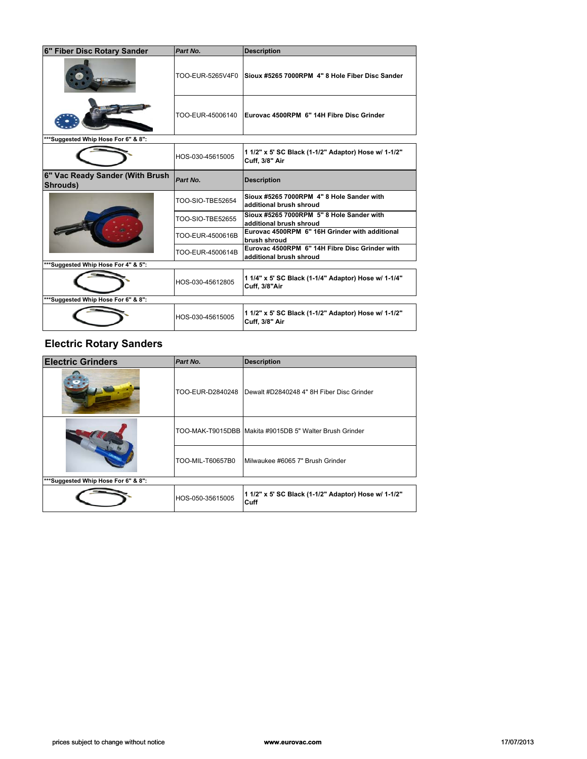| 6" Fiber Disc Rotary Sander | *Part No.* | Description |
|---|---|---|
| | TOO-EUR-5265V4F0 | **Sioux #5265 7000RPM 4" 8 Hole Fiber Disc Sander** |
| | TOO-EUR-45006140 | **Eurovac 4500RPM 6" 14H Fibre Disc Grinder** |
| *****Suggested Whip Hose For 6" & 8":** | | |
| | HOS-030-45615005 | **1 1/2" x 5' SC Black (1-1/2" Adaptor) Hose w/ 1-1/2" Cuff, 3/8" Air** |

| 6" Vac Ready Sander (With Brush Shrouds) | *Part No.* | Description |
|---|---|---|
| | TOO-SIO-TBE52654 | **Sioux #5265 7000RPM 4" 8 Hole Sander with additional brush shroud** |
| | TOO-SIO-TBE52655 | **Sioux #5265 7000RPM 5" 8 Hole Sander with additional brush shroud** |
| | TOO-EUR-4500616B | **Eurovac 4500RPM 6" 16H Grinder with additional brush shroud** |
| | TOO-EUR-4500614B | **Eurovac 4500RPM 6" 14H Fibre Disc Grinder with additional brush shroud** |
| *****Suggested Whip Hose For 4" & 5":** | | |
| | HOS-030-45612805 | **1 1/4" x 5' SC Black (1-1/4" Adaptor) Hose w/ 1-1/4" Cuff, 3/8"Air** |
| *****Suggested Whip Hose For 6" & 8":** | | |
| | HOS-030-45615005 | **1 1/2" x 5' SC Black (1-1/2" Adaptor) Hose w/ 1-1/2" Cuff, 3/8" Air** |

## Electric Rotary Sanders

| Electric Grinders | *Part No.* | Description |
|---|---|---|
| | TOO-EUR-D2840248 | Dewalt #D2840248 4" 8H Fiber Disc Grinder |
| | TOO-MAK-T9015DBB | Makita #9015DB 5" Walter Brush Grinder |
| | TOO-MIL-T60657B0 | Milwaukee #6065 7" Brush Grinder |
| *****Suggested Whip Hose For 6" & 8":** | | |
| | HOS-050-35615005 | **1 1/2" x 5' SC Black (1-1/2" Adaptor) Hose w/ 1-1/2" Cuff** |

prices subject to change without notice | **www.eurovac.com** | 17/07/2013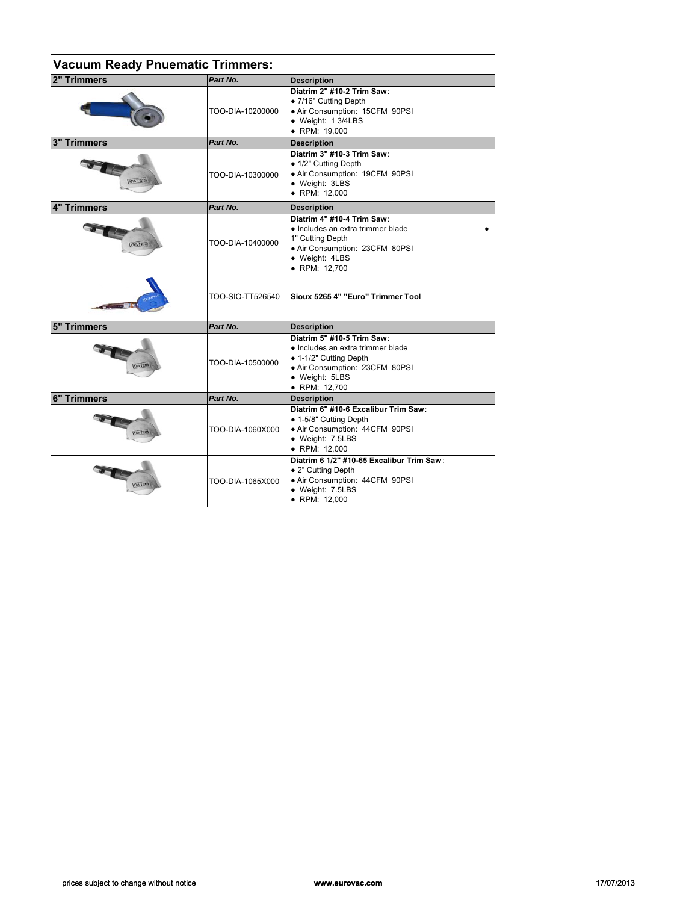## Vacuum Ready Pnuematic Trimmers:

| 2" Trimmers | Part No. | Description |
|---|---|---|
| | TOO-DIA-10200000 | **Diatrim 2" #10-2 Trim Saw**:<br>• 7/16" Cutting Depth<br>• Air Consumption: 15CFM 90PSI<br>• Weight: 1 3/4LBS<br>• RPM: 19,000 |
| **3" Trimmers** | ***Part No.*** | **Description** |
| | TOO-DIA-10300000 | **Diatrim 3" #10-3 Trim Saw**:<br>• 1/2" Cutting Depth<br>• Air Consumption: 19CFM 90PSI<br>• Weight: 3LBS<br>• RPM: 12,000 |
| **4" Trimmers** | ***Part No.*** | **Description** |
| | TOO-DIA-10400000 | **Diatrim 4" #10-4 Trim Saw**:<br>• Includes an extra trimmer blade •<br>1" Cutting Depth<br>• Air Consumption: 23CFM 80PSI<br>• Weight: 4LBS<br>• RPM: 12,700 |
| | TOO-SIO-TT526540 | **Sioux 5265 4" "Euro" Trimmer Tool** |
| **5" Trimmers** | ***Part No.*** | **Description** |
| | TOO-DIA-10500000 | **Diatrim 5" #10-5 Trim Saw**:<br>• Includes an extra trimmer blade<br>• 1-1/2" Cutting Depth<br>• Air Consumption: 23CFM 80PSI<br>• Weight: 5LBS<br>• RPM: 12,700 |
| **6" Trimmers** | ***Part No.*** | **Description** |
| | TOO-DIA-1060X000 | **Diatrim 6" #10-6 Excalibur Trim Saw**:<br>• 1-5/8" Cutting Depth<br>• Air Consumption: 44CFM 90PSI<br>• Weight: 7.5LBS<br>• RPM: 12,000 |
| | TOO-DIA-1065X000 | **Diatrim 6 1/2" #10-65 Excalibur Trim Saw**:<br>• 2" Cutting Depth<br>• Air Consumption: 44CFM 90PSI<br>• Weight: 7.5LBS<br>• RPM: 12,000 |

prices subject to change without notice | www.eurovac.com | 17/07/2013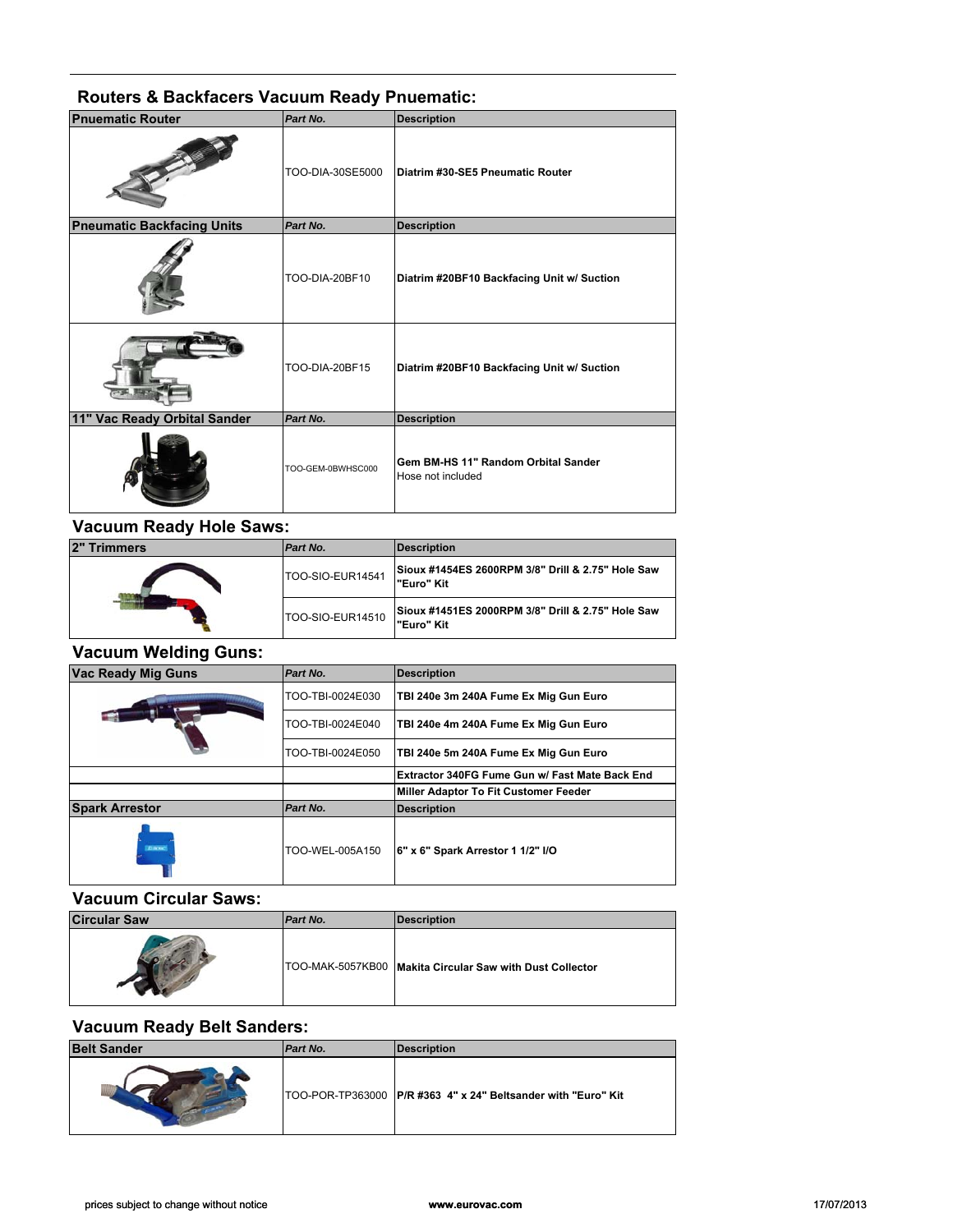## Routers & Backfacers Vacuum Ready Pnuematic:

| Pnuematic Router | Part No. | Description |
|---|---|---|
| | TOO-DIA-30SE5000 | **Diatrim #30-SE5 Pneumatic Router** |

| Pneumatic Backfacing Units | Part No. | Description |
|---|---|---|
| | TOO-DIA-20BF10 | **Diatrim #20BF10 Backfacing Unit w/ Suction** |
| | TOO-DIA-20BF15 | **Diatrim #20BF10 Backfacing Unit w/ Suction** |

| 11" Vac Ready Orbital Sander | Part No. | Description |
|---|---|---|
| | TOO-GEM-0BWHSC000 | **Gem BM-HS 11" Random Orbital Sander** Hose not included |

## Vacuum Ready Hole Saws:

| 2" Trimmers | Part No. | Description |
|---|---|---|
| | TOO-SIO-EUR14541 | **Sioux #1454ES 2600RPM 3/8" Drill & 2.75" Hole Saw "Euro" Kit** |
| | TOO-SIO-EUR14510 | **Sioux #1451ES 2000RPM 3/8" Drill & 2.75" Hole Saw "Euro" Kit** |

## Vacuum Welding Guns:

| Vac Ready Mig Guns | Part No. | Description |
|---|---|---|
| | TOO-TBI-0024E030 | **TBI 240e 3m 240A Fume Ex Mig Gun Euro** |
| | TOO-TBI-0024E040 | **TBI 240e 4m 240A Fume Ex Mig Gun Euro** |
| | TOO-TBI-0024E050 | **TBI 240e 5m 240A Fume Ex Mig Gun Euro** |
| | | **Extractor 340FG Fume Gun w/ Fast Mate Back End** |
| | | **Miller Adaptor To Fit Customer Feeder** |

| Spark Arrestor | Part No. | Description |
|---|---|---|
| | TOO-WEL-005A150 | **6" x 6" Spark Arrestor 1 1/2" I/O** |

## Vacuum Circular Saws:

| Circular Saw | Part No. | Description |
|---|---|---|
| | TOO-MAK-5057KB00 | **Makita Circular Saw with Dust Collector** |

## Vacuum Ready Belt Sanders:

| Belt Sander | Part No. | Description |
|---|---|---|
| | TOO-POR-TP363000 | **P/R #363 4" x 24" Beltsander with "Euro" Kit** |

prices subject to change without notice

**www.eurovac.com**

17/07/2013